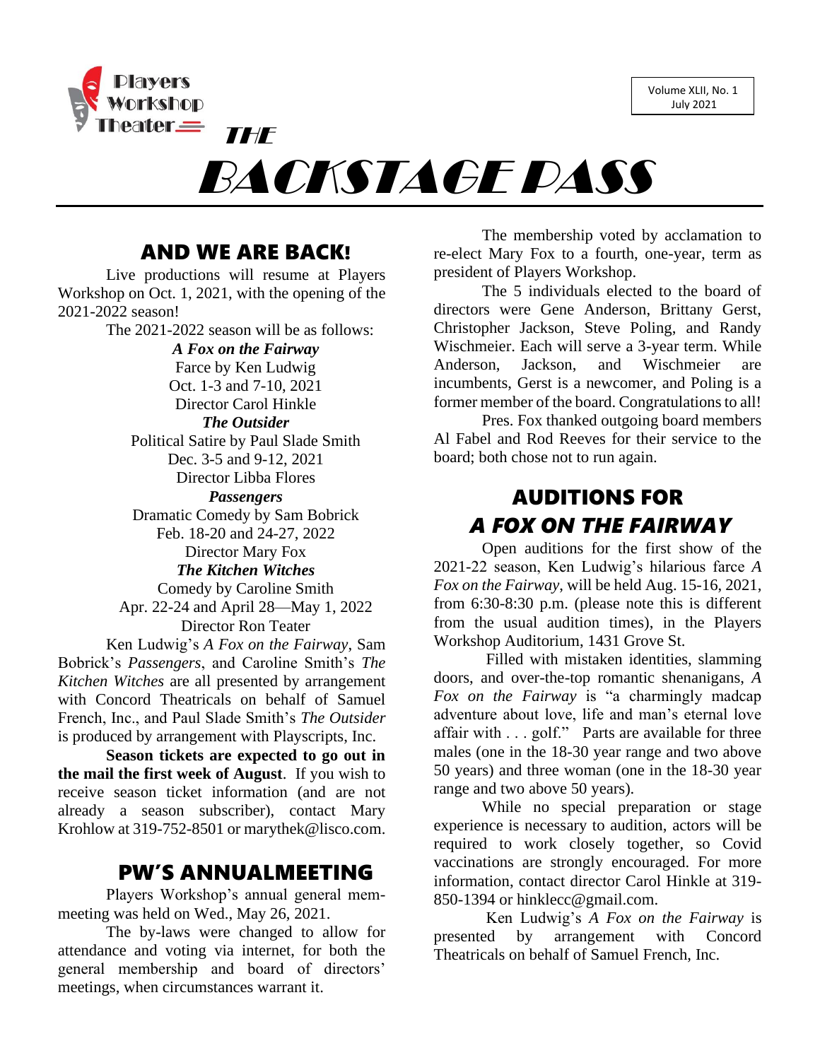Players Workshop Theater

# THE BACKSTAGE PASS

Volume XLII, No. 1
July 2021

## AND WE ARE BACK!

Live productions will resume at Players Workshop on Oct. 1, 2021, with the opening of the 2021-2022 season!

The 2021-2022 season will be as follows:

***A Fox on the Fairway***
Farce by Ken Ludwig
Oct. 1-3 and 7-10, 2021
Director Carol Hinkle

***The Outsider***
Political Satire by Paul Slade Smith
Dec. 3-5 and 9-12, 2021
Director Libba Flores

***Passengers***
Dramatic Comedy by Sam Bobrick
Feb. 18-20 and 24-27, 2022
Director Mary Fox

***The Kitchen Witches***
Comedy by Caroline Smith
Apr. 22-24 and April 28—May 1, 2022
Director Ron Teater

Ken Ludwig's *A Fox on the Fairway*, Sam Bobrick's *Passengers*, and Caroline Smith's *The Kitchen Witches* are all presented by arrangement with Concord Theatricals on behalf of Samuel French, Inc., and Paul Slade Smith's *The Outsider* is produced by arrangement with Playscripts, Inc.

**Season tickets are expected to go out in the mail the first week of August**. If you wish to receive season ticket information (and are not already a season subscriber), contact Mary Krohlow at 319-752-8501 or marythek@lisco.com.

## PW'S ANNUALMEETING

Players Workshop's annual general mem-meeting was held on Wed., May 26, 2021.

The by-laws were changed to allow for attendance and voting via internet, for both the general membership and board of directors' meetings, when circumstances warrant it.

The membership voted by acclamation to re-elect Mary Fox to a fourth, one-year, term as president of Players Workshop.

The 5 individuals elected to the board of directors were Gene Anderson, Brittany Gerst, Christopher Jackson, Steve Poling, and Randy Wischmeier. Each will serve a 3-year term. While Anderson, Jackson, and Wischmeier are incumbents, Gerst is a newcomer, and Poling is a former member of the board. Congratulations to all!

Pres. Fox thanked outgoing board members Al Fabel and Rod Reeves for their service to the board; both chose not to run again.

## AUDITIONS FOR *A FOX ON THE FAIRWAY*

Open auditions for the first show of the 2021-22 season, Ken Ludwig's hilarious farce *A Fox on the Fairway*, will be held Aug. 15-16, 2021, from 6:30-8:30 p.m. (please note this is different from the usual audition times), in the Players Workshop Auditorium, 1431 Grove St.

Filled with mistaken identities, slamming doors, and over-the-top romantic shenanigans, *A Fox on the Fairway* is "a charmingly madcap adventure about love, life and man's eternal love affair with . . . golf." Parts are available for three males (one in the 18-30 year range and two above 50 years) and three woman (one in the 18-30 year range and two above 50 years).

While no special preparation or stage experience is necessary to audition, actors will be required to work closely together, so Covid vaccinations are strongly encouraged. For more information, contact director Carol Hinkle at 319-850-1394 or hinklecc@gmail.com.

Ken Ludwig's *A Fox on the Fairway* is presented by arrangement with Concord Theatricals on behalf of Samuel French, Inc.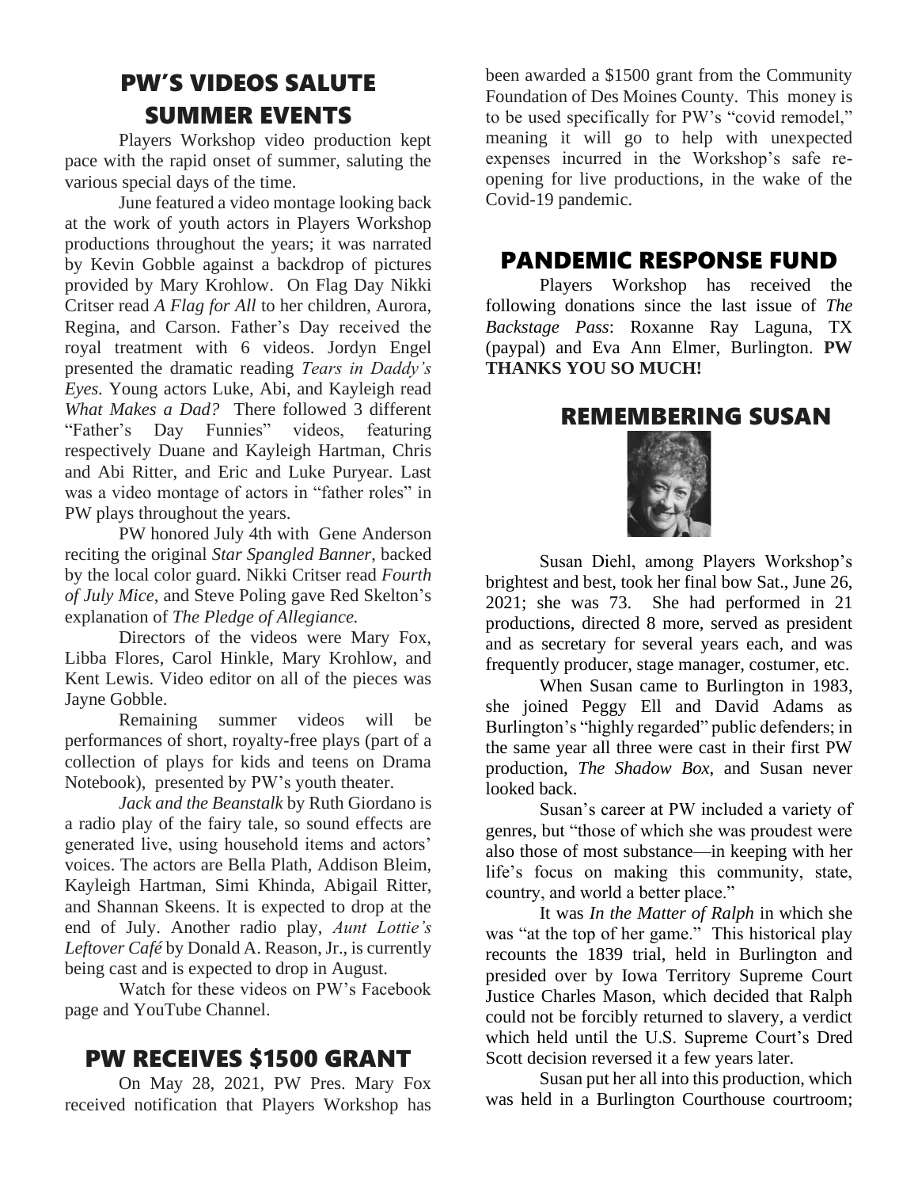## PW'S VIDEOS SALUTE SUMMER EVENTS

Players Workshop video production kept pace with the rapid onset of summer, saluting the various special days of the time.

June featured a video montage looking back at the work of youth actors in Players Workshop productions throughout the years; it was narrated by Kevin Gobble against a backdrop of pictures provided by Mary Krohlow. On Flag Day Nikki Critser read *A Flag for All* to her children, Aurora, Regina, and Carson. Father's Day received the royal treatment with 6 videos. Jordyn Engel presented the dramatic reading *Tears in Daddy's Eyes.* Young actors Luke, Abi, and Kayleigh read *What Makes a Dad?* There followed 3 different "Father's Day Funnies" videos, featuring respectively Duane and Kayleigh Hartman, Chris and Abi Ritter, and Eric and Luke Puryear. Last was a video montage of actors in "father roles" in PW plays throughout the years.

PW honored July 4th with Gene Anderson reciting the original *Star Spangled Banner*, backed by the local color guard. Nikki Critser read *Fourth of July Mice*, and Steve Poling gave Red Skelton's explanation of *The Pledge of Allegiance.*

Directors of the videos were Mary Fox, Libba Flores, Carol Hinkle, Mary Krohlow, and Kent Lewis. Video editor on all of the pieces was Jayne Gobble.

Remaining summer videos will be performances of short, royalty-free plays (part of a collection of plays for kids and teens on Drama Notebook), presented by PW's youth theater.

*Jack and the Beanstalk* by Ruth Giordano is a radio play of the fairy tale, so sound effects are generated live, using household items and actors' voices. The actors are Bella Plath, Addison Bleim, Kayleigh Hartman, Simi Khinda, Abigail Ritter, and Shannan Skeens. It is expected to drop at the end of July. Another radio play, *Aunt Lottie's Leftover Café* by Donald A. Reason, Jr., is currently being cast and is expected to drop in August.

Watch for these videos on PW's Facebook page and YouTube Channel.

## PW RECEIVES $1500 GRANT

On May 28, 2021, PW Pres. Mary Fox received notification that Players Workshop has been awarded a $1500 grant from the Community Foundation of Des Moines County. This money is to be used specifically for PW's "covid remodel," meaning it will go to help with unexpected expenses incurred in the Workshop's safe re-opening for live productions, in the wake of the Covid-19 pandemic.

## PANDEMIC RESPONSE FUND

Players Workshop has received the following donations since the last issue of *The Backstage Pass*: Roxanne Ray Laguna, TX (paypal) and Eva Ann Elmer, Burlington. **PW THANKS YOU SO MUCH!**

## REMEMBERING SUSAN

Susan Diehl, among Players Workshop's brightest and best, took her final bow Sat., June 26, 2021; she was 73. She had performed in 21 productions, directed 8 more, served as president and as secretary for several years each, and was frequently producer, stage manager, costumer, etc.

When Susan came to Burlington in 1983, she joined Peggy Ell and David Adams as Burlington's "highly regarded" public defenders; in the same year all three were cast in their first PW production, *The Shadow Box*, and Susan never looked back.

Susan's career at PW included a variety of genres, but "those of which she was proudest were also those of most substance—in keeping with her life's focus on making this community, state, country, and world a better place."

It was *In the Matter of Ralph* in which she was "at the top of her game." This historical play recounts the 1839 trial, held in Burlington and presided over by Iowa Territory Supreme Court Justice Charles Mason, which decided that Ralph could not be forcibly returned to slavery, a verdict which held until the U.S. Supreme Court's Dred Scott decision reversed it a few years later.

Susan put her all into this production, which was held in a Burlington Courthouse courtroom;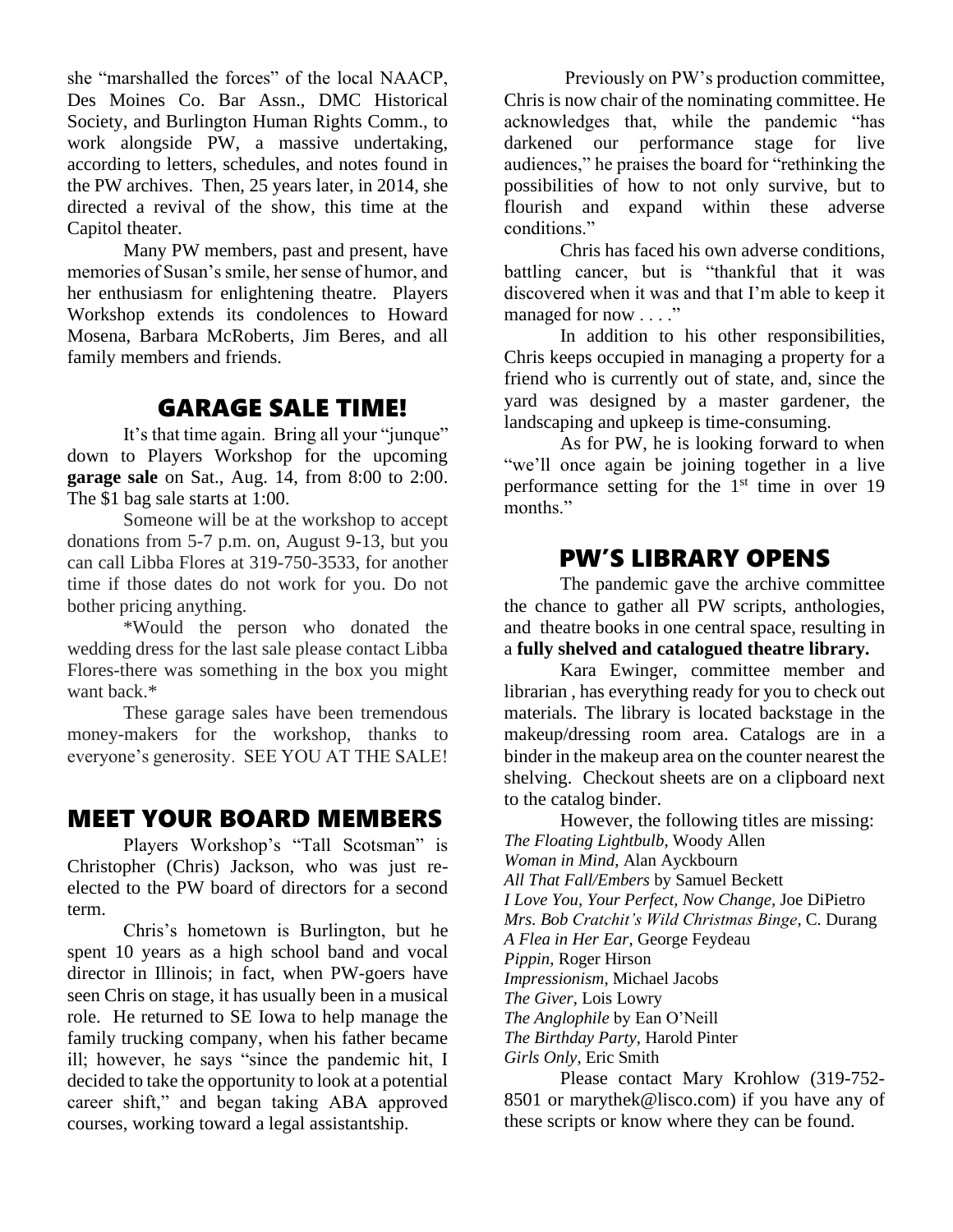she "marshalled the forces" of the local NAACP, Des Moines Co. Bar Assn., DMC Historical Society, and Burlington Human Rights Comm., to work alongside PW, a massive undertaking, according to letters, schedules, and notes found in the PW archives. Then, 25 years later, in 2014, she directed a revival of the show, this time at the Capitol theater.

Many PW members, past and present, have memories of Susan's smile, her sense of humor, and her enthusiasm for enlightening theatre. Players Workshop extends its condolences to Howard Mosena, Barbara McRoberts, Jim Beres, and all family members and friends.

## GARAGE SALE TIME!

It's that time again. Bring all your "junque" down to Players Workshop for the upcoming **garage sale** on Sat., Aug. 14, from 8:00 to 2:00. The $1 bag sale starts at 1:00.

Someone will be at the workshop to accept donations from 5-7 p.m. on, August 9-13, but you can call Libba Flores at 319-750-3533, for another time if those dates do not work for you. Do not bother pricing anything.

*Would the person who donated the wedding dress for the last sale please contact Libba Flores-there was something in the box you might want back.*

These garage sales have been tremendous money-makers for the workshop, thanks to everyone's generosity. SEE YOU AT THE SALE!

## MEET YOUR BOARD MEMBERS

Players Workshop's "Tall Scotsman" is Christopher (Chris) Jackson, who was just re-elected to the PW board of directors for a second term.

Chris's hometown is Burlington, but he spent 10 years as a high school band and vocal director in Illinois; in fact, when PW-goers have seen Chris on stage, it has usually been in a musical role. He returned to SE Iowa to help manage the family trucking company, when his father became ill; however, he says "since the pandemic hit, I decided to take the opportunity to look at a potential career shift," and began taking ABA approved courses, working toward a legal assistantship.

Previously on PW's production committee, Chris is now chair of the nominating committee. He acknowledges that, while the pandemic "has darkened our performance stage for live audiences," he praises the board for "rethinking the possibilities of how to not only survive, but to flourish and expand within these adverse conditions."

Chris has faced his own adverse conditions, battling cancer, but is "thankful that it was discovered when it was and that I'm able to keep it managed for now . . . ."

In addition to his other responsibilities, Chris keeps occupied in managing a property for a friend who is currently out of state, and, since the yard was designed by a master gardener, the landscaping and upkeep is time-consuming.

As for PW, he is looking forward to when "we'll once again be joining together in a live performance setting for the 1st time in over 19 months."

## PW'S LIBRARY OPENS

The pandemic gave the archive committee the chance to gather all PW scripts, anthologies, and theatre books in one central space, resulting in a **fully shelved and catalogued theatre library.**

Kara Ewinger, committee member and librarian , has everything ready for you to check out materials. The library is located backstage in the makeup/dressing room area. Catalogs are in a binder in the makeup area on the counter nearest the shelving. Checkout sheets are on a clipboard next to the catalog binder.

However, the following titles are missing:

*The Floating Lightbulb*, Woody Allen
*Woman in Mind*, Alan Ayckbourn
*All That Fall/Embers* by Samuel Beckett
*I Love You, Your Perfect, Now Change*, Joe DiPietro
*Mrs. Bob Cratchit's Wild Christmas Binge*, C. Durang
*A Flea in Her Ear*, George Feydeau
*Pippin*, Roger Hirson
*Impressionism*, Michael Jacobs
*The Giver*, Lois Lowry
*The Anglophile* by Ean O'Neill
*The Birthday Party*, Harold Pinter
*Girls Only*, Eric Smith

Please contact Mary Krohlow (319-752-8501 or marythek@lisco.com) if you have any of these scripts or know where they can be found.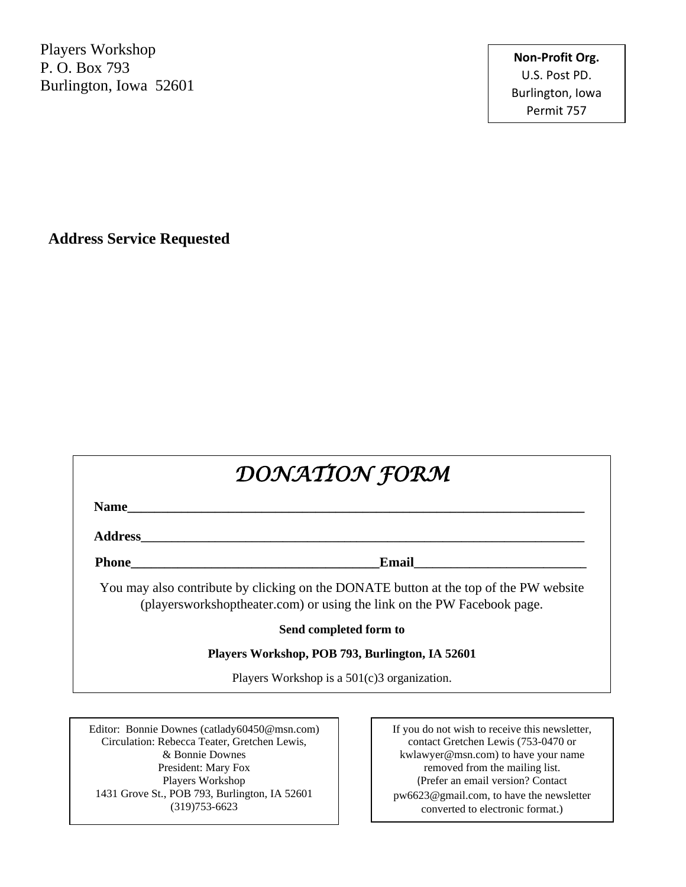Players Workshop
P. O. Box 793
Burlington, Iowa 52601

**Non-Profit Org.**
U.S. Post PD.
Burlington, Iowa
Permit 757

**Address Service Requested**

## *DONATION FORM*

**Name**_______________________________________________________________________

**Address**_____________________________________________________________________

**Phone**_____________________________________**Email**__________________________

You may also contribute by clicking on the DONATE button at the top of the PW website (playersworkshoptheater.com) or using the link on the PW Facebook page.

**Send completed form to**

**Players Workshop, POB 793, Burlington, IA 52601**

Players Workshop is a 501(c)3 organization.

Editor: Bonnie Downes (catlady60450@msn.com)
Circulation: Rebecca Teater, Gretchen Lewis, & Bonnie Downes
President: Mary Fox
Players Workshop
1431 Grove St., POB 793, Burlington, IA 52601
(319)753-6623

If you do not wish to receive this newsletter, contact Gretchen Lewis (753-0470 or kwlawyer@msn.com) to have your name removed from the mailing list.
(Prefer an email version? Contact pw6623@gmail.com, to have the newsletter converted to electronic format.)